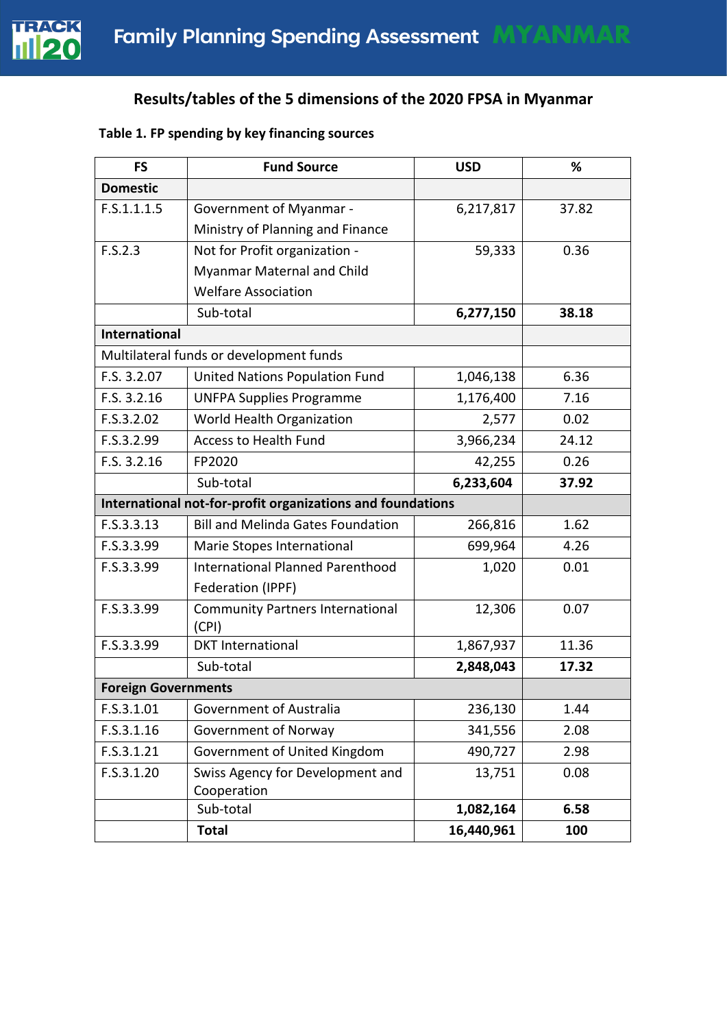# Results/tables of the 5 dimensions of the 2020 FPSA in Myanmar

**Table 1. FP spending by key financing sources**

| FS | Fund Source | USD | % |
|---|---|---|---|
| **Domestic** | | | |
| F.S.1.1.1.5 | Government of Myanmar - Ministry of Planning and Finance | 6,217,817 | 37.82 |
| F.S.2.3 | Not for Profit organization - Myanmar Maternal and Child Welfare Association | 59,333 | 0.36 |
| | Sub-total | **6,277,150** | **38.18** |
| **International** | | | |
| Multilateral funds or development funds | | | |
| F.S. 3.2.07 | United Nations Population Fund | 1,046,138 | 6.36 |
| F.S. 3.2.16 | UNFPA Supplies Programme | 1,176,400 | 7.16 |
| F.S.3.2.02 | World Health Organization | 2,577 | 0.02 |
| F.S.3.2.99 | Access to Health Fund | 3,966,234 | 24.12 |
| F.S. 3.2.16 | FP2020 | 42,255 | 0.26 |
| | Sub-total | **6,233,604** | **37.92** |
| **International not-for-profit organizations and foundations** | | | |
| F.S.3.3.13 | Bill and Melinda Gates Foundation | 266,816 | 1.62 |
| F.S.3.3.99 | Marie Stopes International | 699,964 | 4.26 |
| F.S.3.3.99 | International Planned Parenthood Federation (IPPF) | 1,020 | 0.01 |
| F.S.3.3.99 | Community Partners International (CPI) | 12,306 | 0.07 |
| F.S.3.3.99 | DKT International | 1,867,937 | 11.36 |
| | Sub-total | **2,848,043** | **17.32** |
| **Foreign Governments** | | | |
| F.S.3.1.01 | Government of Australia | 236,130 | 1.44 |
| F.S.3.1.16 | Government of Norway | 341,556 | 2.08 |
| F.S.3.1.21 | Government of United Kingdom | 490,727 | 2.98 |
| F.S.3.1.20 | Swiss Agency for Development and Cooperation | 13,751 | 0.08 |
| | Sub-total | **1,082,164** | **6.58** |
| | **Total** | **16,440,961** | **100** |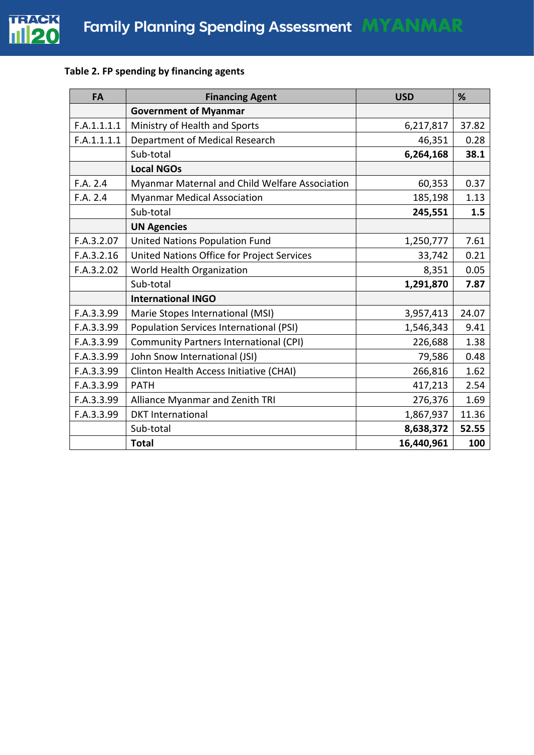**Table 2. FP spending by financing agents**

| FA | Financing Agent | USD | % |
|---|---|---|---|
| | **Government of Myanmar** | | |
| F.A.1.1.1.1 | Ministry of Health and Sports | 6,217,817 | 37.82 |
| F.A.1.1.1.1 | Department of Medical Research | 46,351 | 0.28 |
| | Sub-total | **6,264,168** | **38.1** |
| | **Local NGOs** | | |
| F.A. 2.4 | Myanmar Maternal and Child Welfare Association | 60,353 | 0.37 |
| F.A. 2.4 | Myanmar Medical Association | 185,198 | 1.13 |
| | Sub-total | **245,551** | **1.5** |
| | **UN Agencies** | | |
| F.A.3.2.07 | United Nations Population Fund | 1,250,777 | 7.61 |
| F.A.3.2.16 | United Nations Office for Project Services | 33,742 | 0.21 |
| F.A.3.2.02 | World Health Organization | 8,351 | 0.05 |
| | Sub-total | **1,291,870** | **7.87** |
| | **International INGO** | | |
| F.A.3.3.99 | Marie Stopes International (MSI) | 3,957,413 | 24.07 |
| F.A.3.3.99 | Population Services International (PSI) | 1,546,343 | 9.41 |
| F.A.3.3.99 | Community Partners International (CPI) | 226,688 | 1.38 |
| F.A.3.3.99 | John Snow International (JSI) | 79,586 | 0.48 |
| F.A.3.3.99 | Clinton Health Access Initiative (CHAI) | 266,816 | 1.62 |
| F.A.3.3.99 | PATH | 417,213 | 2.54 |
| F.A.3.3.99 | Alliance Myanmar and Zenith TRI | 276,376 | 1.69 |
| F.A.3.3.99 | DKT International | 1,867,937 | 11.36 |
| | Sub-total | **8,638,372** | **52.55** |
| | **Total** | **16,440,961** | **100** |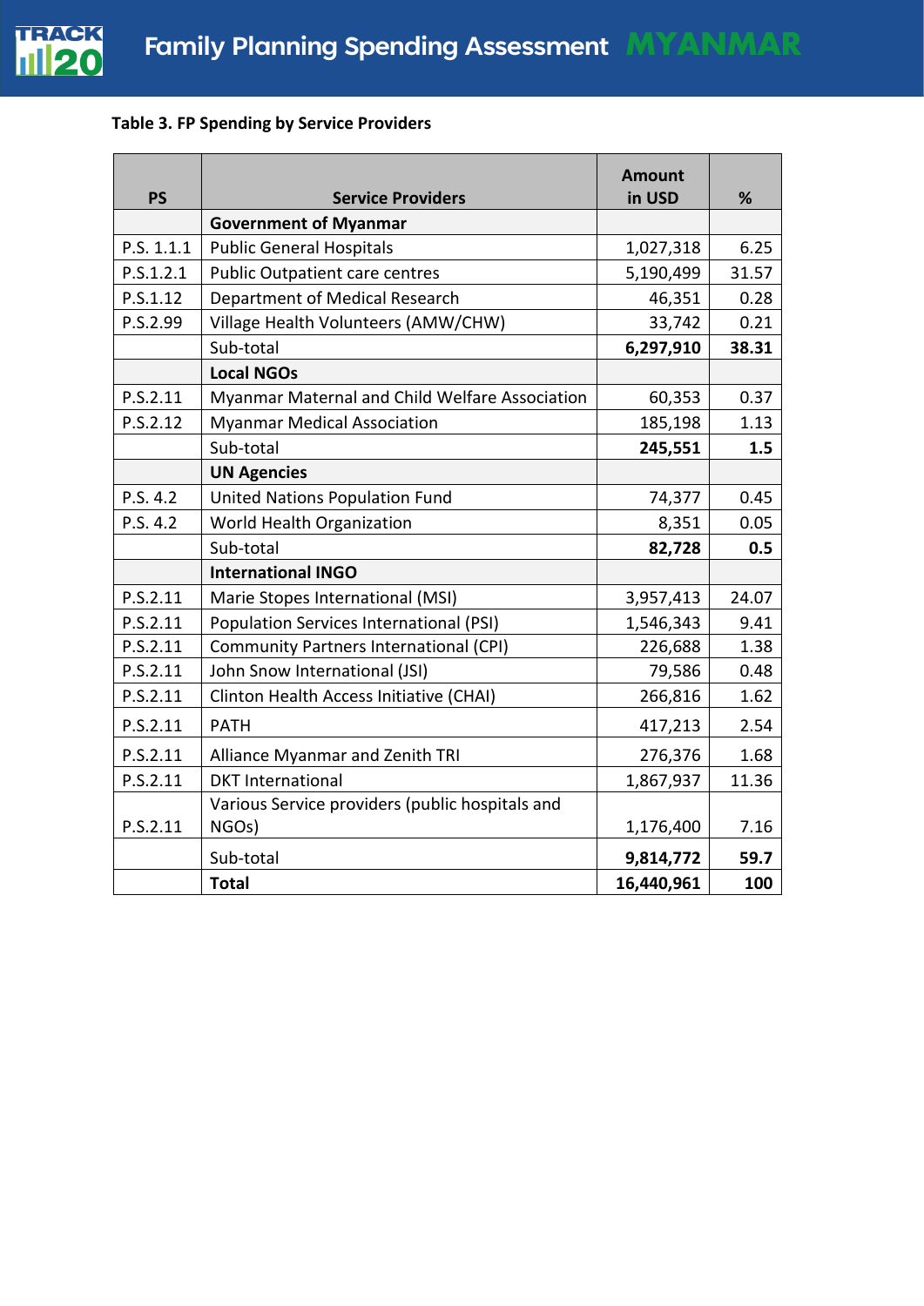**Table 3. FP Spending by Service Providers**

| PS | Service Providers | Amount in USD | % |
|---|---|---|---|
| | **Government of Myanmar** | | |
| P.S. 1.1.1 | Public General Hospitals | 1,027,318 | 6.25 |
| P.S.1.2.1 | Public Outpatient care centres | 5,190,499 | 31.57 |
| P.S.1.12 | Department of Medical Research | 46,351 | 0.28 |
| P.S.2.99 | Village Health Volunteers (AMW/CHW) | 33,742 | 0.21 |
| | Sub-total | **6,297,910** | **38.31** |
| | **Local NGOs** | | |
| P.S.2.11 | Myanmar Maternal and Child Welfare Association | 60,353 | 0.37 |
| P.S.2.12 | Myanmar Medical Association | 185,198 | 1.13 |
| | Sub-total | **245,551** | **1.5** |
| | **UN Agencies** | | |
| P.S. 4.2 | United Nations Population Fund | 74,377 | 0.45 |
| P.S. 4.2 | World Health Organization | 8,351 | 0.05 |
| | Sub-total | **82,728** | **0.5** |
| | **International INGO** | | |
| P.S.2.11 | Marie Stopes International (MSI) | 3,957,413 | 24.07 |
| P.S.2.11 | Population Services International (PSI) | 1,546,343 | 9.41 |
| P.S.2.11 | Community Partners International (CPI) | 226,688 | 1.38 |
| P.S.2.11 | John Snow International (JSI) | 79,586 | 0.48 |
| P.S.2.11 | Clinton Health Access Initiative (CHAI) | 266,816 | 1.62 |
| P.S.2.11 | PATH | 417,213 | 2.54 |
| P.S.2.11 | Alliance Myanmar and Zenith TRI | 276,376 | 1.68 |
| P.S.2.11 | DKT International | 1,867,937 | 11.36 |
| P.S.2.11 | Various Service providers (public hospitals and NGOs) | 1,176,400 | 7.16 |
| | Sub-total | **9,814,772** | **59.7** |
| | **Total** | **16,440,961** | **100** |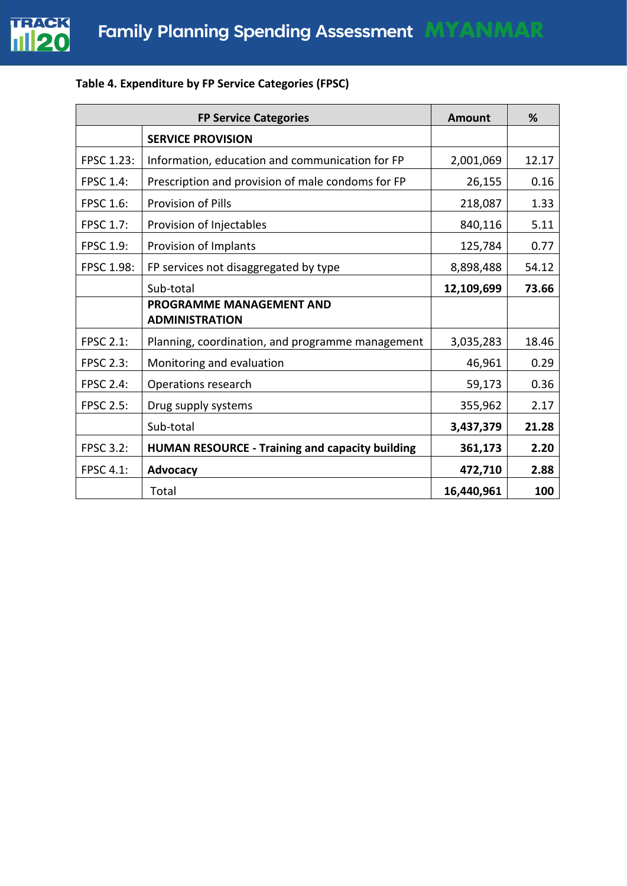**Table 4. Expenditure by FP Service Categories (FPSC)**

| FP Service Categories | | Amount | % |
|---|---|---|---|
| | **SERVICE PROVISION** | | |
| FPSC 1.23: | Information, education and communication for FP | 2,001,069 | 12.17 |
| FPSC 1.4: | Prescription and provision of male condoms for FP | 26,155 | 0.16 |
| FPSC 1.6: | Provision of Pills | 218,087 | 1.33 |
| FPSC 1.7: | Provision of Injectables | 840,116 | 5.11 |
| FPSC 1.9: | Provision of Implants | 125,784 | 0.77 |
| FPSC 1.98: | FP services not disaggregated by type | 8,898,488 | 54.12 |
| | Sub-total | **12,109,699** | **73.66** |
| | **PROGRAMME MANAGEMENT AND ADMINISTRATION** | | |
| FPSC 2.1: | Planning, coordination, and programme management | 3,035,283 | 18.46 |
| FPSC 2.3: | Monitoring and evaluation | 46,961 | 0.29 |
| FPSC 2.4: | Operations research | 59,173 | 0.36 |
| FPSC 2.5: | Drug supply systems | 355,962 | 2.17 |
| | Sub-total | **3,437,379** | **21.28** |
| FPSC 3.2: | **HUMAN RESOURCE - Training and capacity building** | **361,173** | **2.20** |
| FPSC 4.1: | **Advocacy** | **472,710** | **2.88** |
| | Total | **16,440,961** | **100** |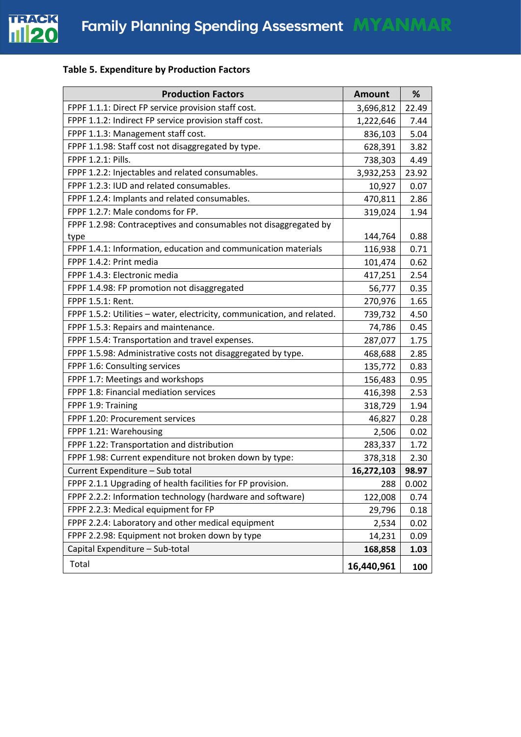**Table 5. Expenditure by Production Factors**

| Production Factors | Amount | % |
|---|---|---|
| FPPF 1.1.1: Direct FP service provision staff cost. | 3,696,812 | 22.49 |
| FPPF 1.1.2: Indirect FP service provision staff cost. | 1,222,646 | 7.44 |
| FPPF 1.1.3: Management staff cost. | 836,103 | 5.04 |
| FPPF 1.1.98: Staff cost not disaggregated by type. | 628,391 | 3.82 |
| FPPF 1.2.1: Pills. | 738,303 | 4.49 |
| FPPF 1.2.2: Injectables and related consumables. | 3,932,253 | 23.92 |
| FPPF 1.2.3: IUD and related consumables. | 10,927 | 0.07 |
| FPPF 1.2.4: Implants and related consumables. | 470,811 | 2.86 |
| FPPF 1.2.7: Male condoms for FP. | 319,024 | 1.94 |
| FPPF 1.2.98: Contraceptives and consumables not disaggregated by type | 144,764 | 0.88 |
| FPPF 1.4.1: Information, education and communication materials | 116,938 | 0.71 |
| FPPF 1.4.2: Print media | 101,474 | 0.62 |
| FPPF 1.4.3: Electronic media | 417,251 | 2.54 |
| FPPF 1.4.98: FP promotion not disaggregated | 56,777 | 0.35 |
| FPPF 1.5.1: Rent. | 270,976 | 1.65 |
| FPPF 1.5.2: Utilities – water, electricity, communication, and related. | 739,732 | 4.50 |
| FPPF 1.5.3: Repairs and maintenance. | 74,786 | 0.45 |
| FPPF 1.5.4: Transportation and travel expenses. | 287,077 | 1.75 |
| FPPF 1.5.98: Administrative costs not disaggregated by type. | 468,688 | 2.85 |
| FPPF 1.6: Consulting services | 135,772 | 0.83 |
| FPPF 1.7: Meetings and workshops | 156,483 | 0.95 |
| FPPF 1.8: Financial mediation services | 416,398 | 2.53 |
| FPPF 1.9: Training | 318,729 | 1.94 |
| FPPF 1.20: Procurement services | 46,827 | 0.28 |
| FPPF 1.21: Warehousing | 2,506 | 0.02 |
| FPPF 1.22: Transportation and distribution | 283,337 | 1.72 |
| FPPF 1.98: Current expenditure not broken down by type: | 378,318 | 2.30 |
| Current Expenditure – Sub total | **16,272,103** | **98.97** |
| FPPF 2.1.1 Upgrading of health facilities for FP provision. | 288 | 0.002 |
| FPPF 2.2.2: Information technology (hardware and software) | 122,008 | 0.74 |
| FPPF 2.2.3: Medical equipment for FP | 29,796 | 0.18 |
| FPPF 2.2.4: Laboratory and other medical equipment | 2,534 | 0.02 |
| FPPF 2.2.98: Equipment not broken down by type | 14,231 | 0.09 |
| Capital Expenditure – Sub-total | **168,858** | **1.03** |
| Total | **16,440,961** | **100** |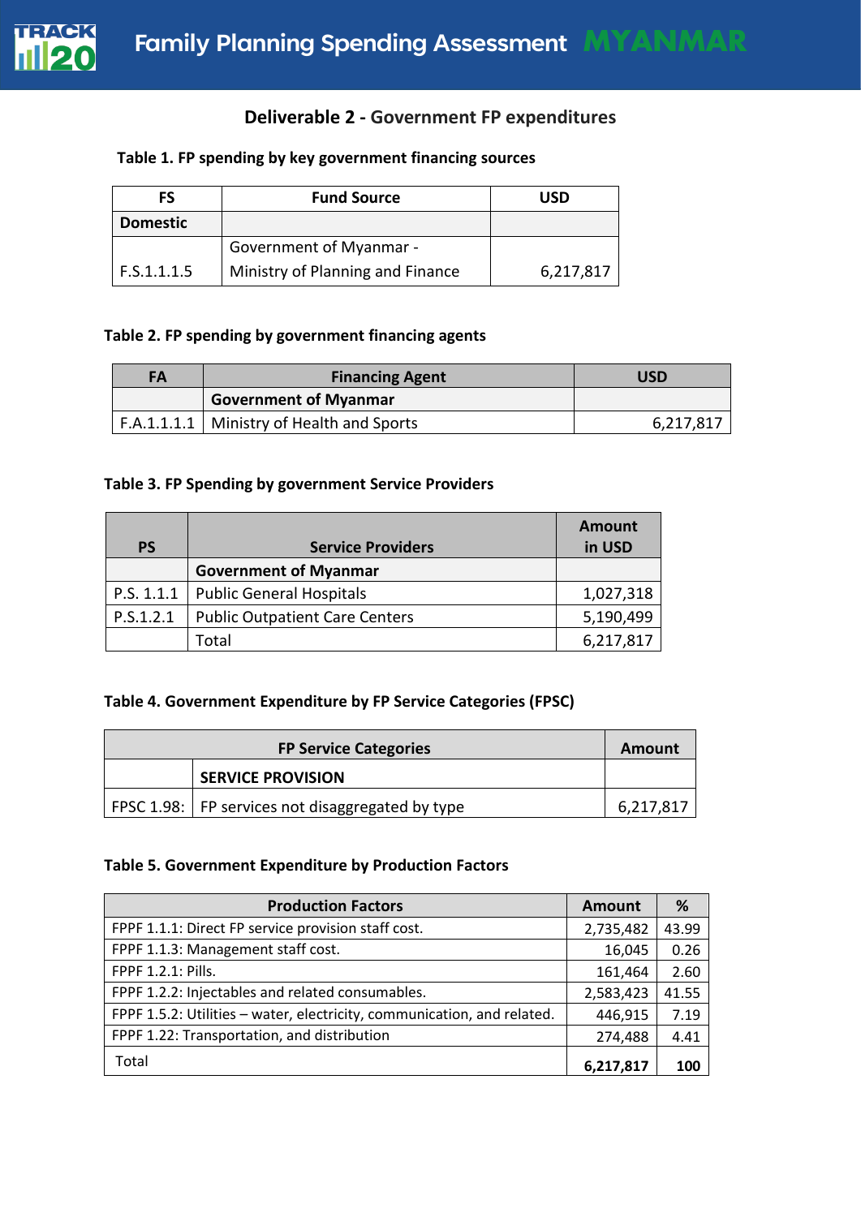## Deliverable 2 - Government FP expenditures

**Table 1. FP spending by key government financing sources**

| FS | Fund Source | USD |
|---|---|---|
| **Domestic** | | |
| F.S.1.1.1.5 | Government of Myanmar - Ministry of Planning and Finance | 6,217,817 |

**Table 2. FP spending by government financing agents**

| FA | Financing Agent | USD |
|---|---|---|
| | **Government of Myanmar** | |
| F.A.1.1.1.1 | Ministry of Health and Sports | 6,217,817 |

**Table 3. FP Spending by government Service Providers**

| PS | Service Providers | Amount in USD |
|---|---|---|
| | **Government of Myanmar** | |
| P.S. 1.1.1 | Public General Hospitals | 1,027,318 |
| P.S.1.2.1 | Public Outpatient Care Centers | 5,190,499 |
| | Total | 6,217,817 |

**Table 4. Government Expenditure by FP Service Categories (FPSC)**

| FP Service Categories | | Amount |
|---|---|---|
| | **SERVICE PROVISION** | |
| FPSC 1.98: | FP services not disaggregated by type | 6,217,817 |

**Table 5. Government Expenditure by Production Factors**

| Production Factors | Amount | % |
|---|---|---|
| FPPF 1.1.1: Direct FP service provision staff cost. | 2,735,482 | 43.99 |
| FPPF 1.1.3: Management staff cost. | 16,045 | 0.26 |
| FPPF 1.2.1: Pills. | 161,464 | 2.60 |
| FPPF 1.2.2: Injectables and related consumables. | 2,583,423 | 41.55 |
| FPPF 1.5.2: Utilities – water, electricity, communication, and related. | 446,915 | 7.19 |
| FPPF 1.22: Transportation, and distribution | 274,488 | 4.41 |
| Total | **6,217,817** | **100** |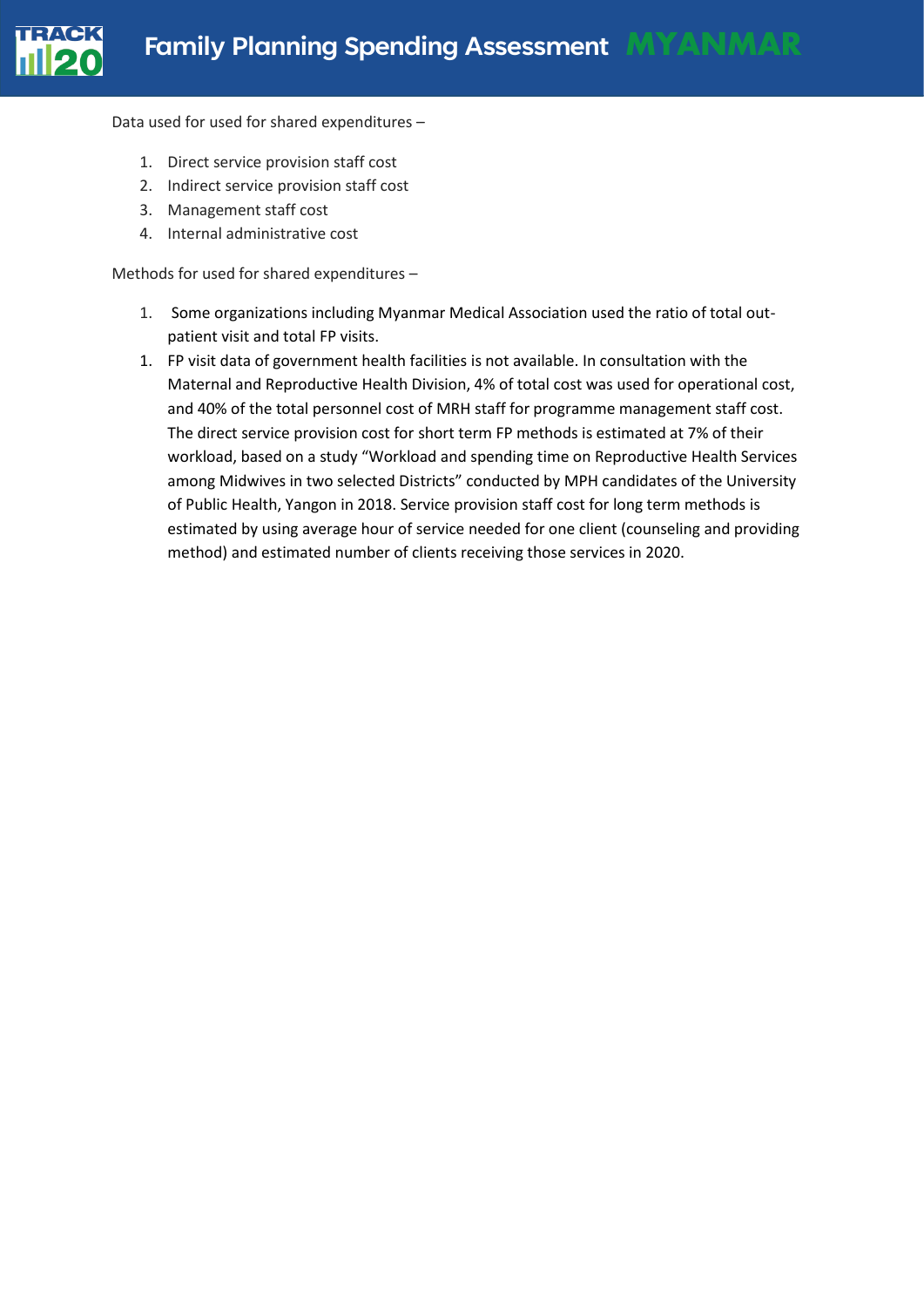Data used for used for shared expenditures –

1. Direct service provision staff cost
2. Indirect service provision staff cost
3. Management staff cost
4. Internal administrative cost

Methods for used for shared expenditures –

1. Some organizations including Myanmar Medical Association used the ratio of total out-patient visit and total FP visits.
1. FP visit data of government health facilities is not available. In consultation with the Maternal and Reproductive Health Division, 4% of total cost was used for operational cost, and 40% of the total personnel cost of MRH staff for programme management staff cost. The direct service provision cost for short term FP methods is estimated at 7% of their workload, based on a study "Workload and spending time on Reproductive Health Services among Midwives in two selected Districts" conducted by MPH candidates of the University of Public Health, Yangon in 2018. Service provision staff cost for long term methods is estimated by using average hour of service needed for one client (counseling and providing method) and estimated number of clients receiving those services in 2020.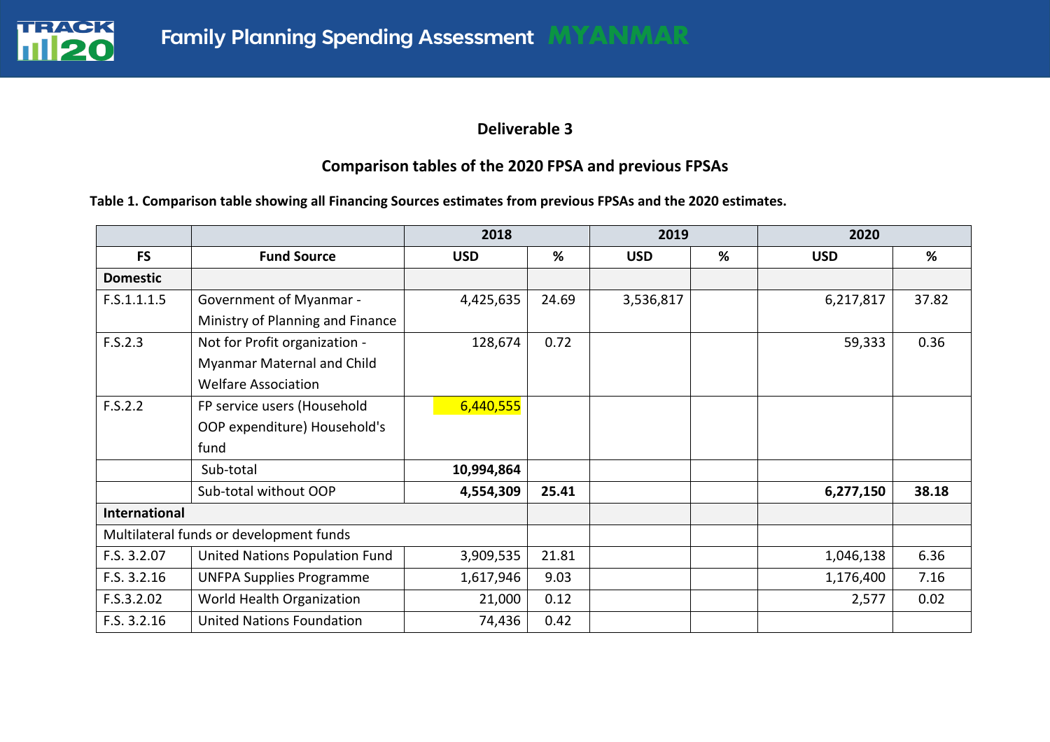**Deliverable 3**

**Comparison tables of the 2020 FPSA and previous FPSAs**

**Table 1. Comparison table showing all Financing Sources estimates from previous FPSAs and the 2020 estimates.**

| | | 2018 | | 2019 | | 2020 | |
|---|---|---|---|---|---|---|---|
| **FS** | **Fund Source** | **USD** | **%** | **USD** | **%** | **USD** | **%** |
| **Domestic** | | | | | | | |
| F.S.1.1.1.5 | Government of Myanmar - Ministry of Planning and Finance | 4,425,635 | 24.69 | 3,536,817 | | 6,217,817 | 37.82 |
| F.S.2.3 | Not for Profit organization - Myanmar Maternal and Child Welfare Association | 128,674 | 0.72 | | | 59,333 | 0.36 |
| F.S.2.2 | FP service users (Household OOP expenditure) Household's fund | 6,440,555 | | | | | |
| | Sub-total | **10,994,864** | | | | | |
| | Sub-total without OOP | **4,554,309** | **25.41** | | | **6,277,150** | **38.18** |
| **International** | | | | | | | |
| Multilateral funds or development funds | | | | | | | |
| F.S. 3.2.07 | United Nations Population Fund | 3,909,535 | 21.81 | | | 1,046,138 | 6.36 |
| F.S. 3.2.16 | UNFPA Supplies Programme | 1,617,946 | 9.03 | | | 1,176,400 | 7.16 |
| F.S.3.2.02 | World Health Organization | 21,000 | 0.12 | | | 2,577 | 0.02 |
| F.S. 3.2.16 | United Nations Foundation | 74,436 | 0.42 | | | | |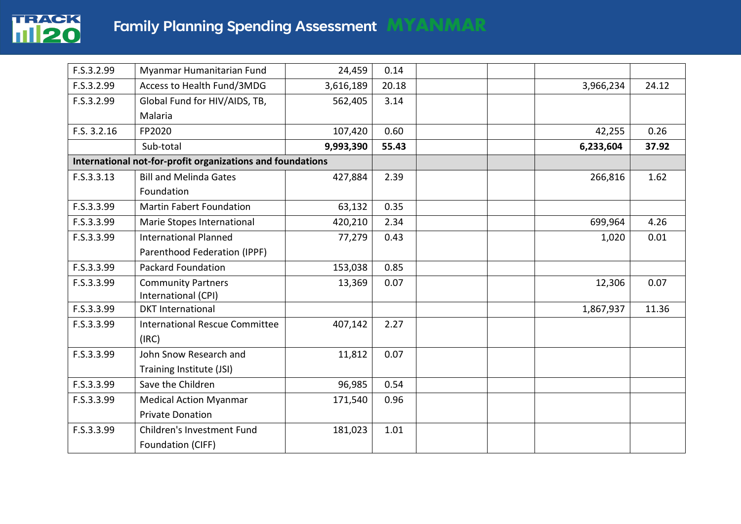| | | | | | | | |
|---|---|---|---|---|---|---|---|
| F.S.3.2.99 | Myanmar Humanitarian Fund | 24,459 | 0.14 | | | | |
| F.S.3.2.99 | Access to Health Fund/3MDG | 3,616,189 | 20.18 | | | 3,966,234 | 24.12 |
| F.S.3.2.99 | Global Fund for HIV/AIDS, TB, Malaria | 562,405 | 3.14 | | | | |
| F.S. 3.2.16 | FP2020 | 107,420 | 0.60 | | | 42,255 | 0.26 |
| | Sub-total | **9,993,390** | **55.43** | | | **6,233,604** | **37.92** |
| **International not-for-profit organizations and foundations** | | | | | | | |
| F.S.3.3.13 | Bill and Melinda Gates Foundation | 427,884 | 2.39 | | | 266,816 | 1.62 |
| F.S.3.3.99 | Martin Fabert Foundation | 63,132 | 0.35 | | | | |
| F.S.3.3.99 | Marie Stopes International | 420,210 | 2.34 | | | 699,964 | 4.26 |
| F.S.3.3.99 | International Planned Parenthood Federation (IPPF) | 77,279 | 0.43 | | | 1,020 | 0.01 |
| F.S.3.3.99 | Packard Foundation | 153,038 | 0.85 | | | | |
| F.S.3.3.99 | Community Partners International (CPI) | 13,369 | 0.07 | | | 12,306 | 0.07 |
| F.S.3.3.99 | DKT International | | | | | 1,867,937 | 11.36 |
| F.S.3.3.99 | International Rescue Committee (IRC) | 407,142 | 2.27 | | | | |
| F.S.3.3.99 | John Snow Research and Training Institute (JSI) | 11,812 | 0.07 | | | | |
| F.S.3.3.99 | Save the Children | 96,985 | 0.54 | | | | |
| F.S.3.3.99 | Medical Action Myanmar Private Donation | 171,540 | 0.96 | | | | |
| F.S.3.3.99 | Children's Investment Fund Foundation (CIFF) | 181,023 | 1.01 | | | | |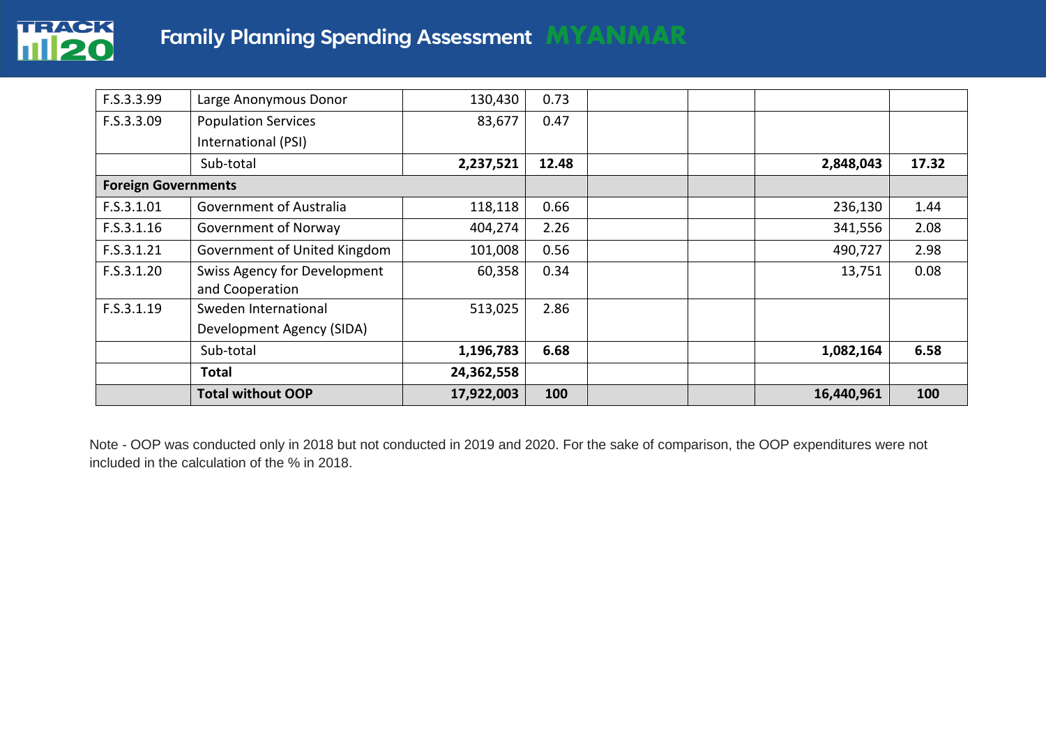| | | | | | | | |
|---|---|---|---|---|---|---|---|
| F.S.3.3.99 | Large Anonymous Donor | 130,430 | 0.73 | | | | |
| F.S.3.3.09 | Population Services International (PSI) | 83,677 | 0.47 | | | | |
| | Sub-total | **2,237,521** | **12.48** | | | **2,848,043** | **17.32** |
| **Foreign Governments** | | | | | | | |
| F.S.3.1.01 | Government of Australia | 118,118 | 0.66 | | | 236,130 | 1.44 |
| F.S.3.1.16 | Government of Norway | 404,274 | 2.26 | | | 341,556 | 2.08 |
| F.S.3.1.21 | Government of United Kingdom | 101,008 | 0.56 | | | 490,727 | 2.98 |
| F.S.3.1.20 | Swiss Agency for Development and Cooperation | 60,358 | 0.34 | | | 13,751 | 0.08 |
| F.S.3.1.19 | Sweden International Development Agency (SIDA) | 513,025 | 2.86 | | | | |
| | Sub-total | **1,196,783** | **6.68** | | | **1,082,164** | **6.58** |
| | **Total** | **24,362,558** | | | | | |
| | **Total without OOP** | **17,922,003** | **100** | | | **16,440,961** | **100** |

Note - OOP was conducted only in 2018 but not conducted in 2019 and 2020. For the sake of comparison, the OOP expenditures were not included in the calculation of the % in 2018.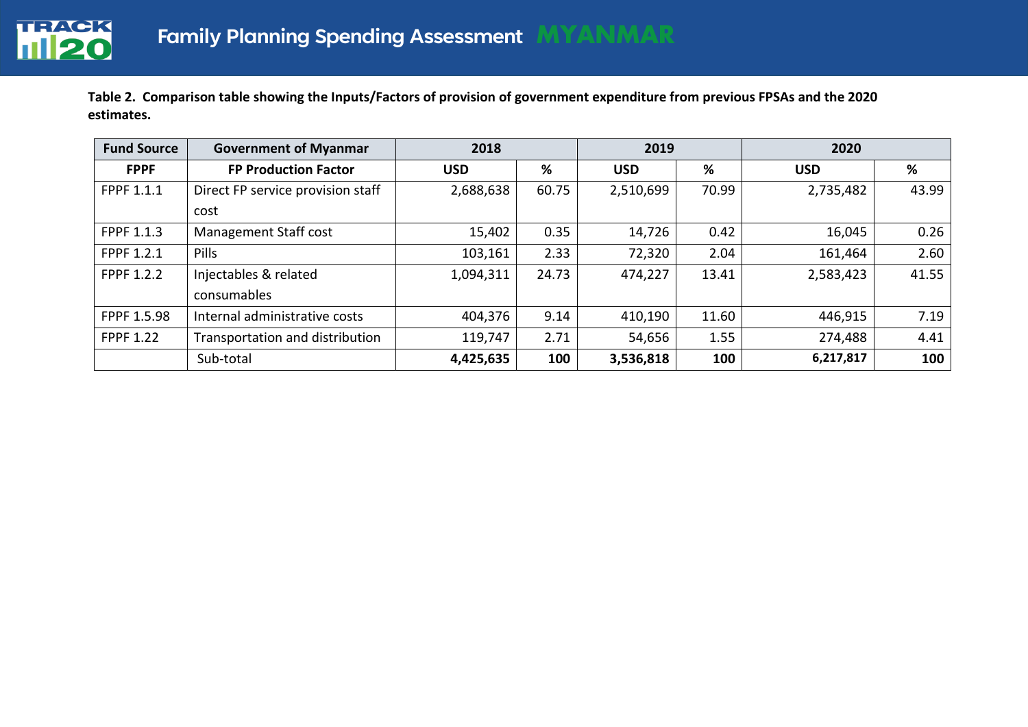**Table 2. Comparison table showing the Inputs/Factors of provision of government expenditure from previous FPSAs and the 2020 estimates.**

| Fund Source | Government of Myanmar | 2018 | | 2019 | | 2020 | |
|---|---|---|---|---|---|---|---|
| **FPPF** | **FP Production Factor** | **USD** | **%** | **USD** | **%** | **USD** | **%** |
| FPPF 1.1.1 | Direct FP service provision staff cost | 2,688,638 | 60.75 | 2,510,699 | 70.99 | 2,735,482 | 43.99 |
| FPPF 1.1.3 | Management Staff cost | 15,402 | 0.35 | 14,726 | 0.42 | 16,045 | 0.26 |
| FPPF 1.2.1 | Pills | 103,161 | 2.33 | 72,320 | 2.04 | 161,464 | 2.60 |
| FPPF 1.2.2 | Injectables & related consumables | 1,094,311 | 24.73 | 474,227 | 13.41 | 2,583,423 | 41.55 |
| FPPF 1.5.98 | Internal administrative costs | 404,376 | 9.14 | 410,190 | 11.60 | 446,915 | 7.19 |
| FPPF 1.22 | Transportation and distribution | 119,747 | 2.71 | 54,656 | 1.55 | 274,488 | 4.41 |
| | Sub-total | **4,425,635** | **100** | **3,536,818** | **100** | **6,217,817** | **100** |